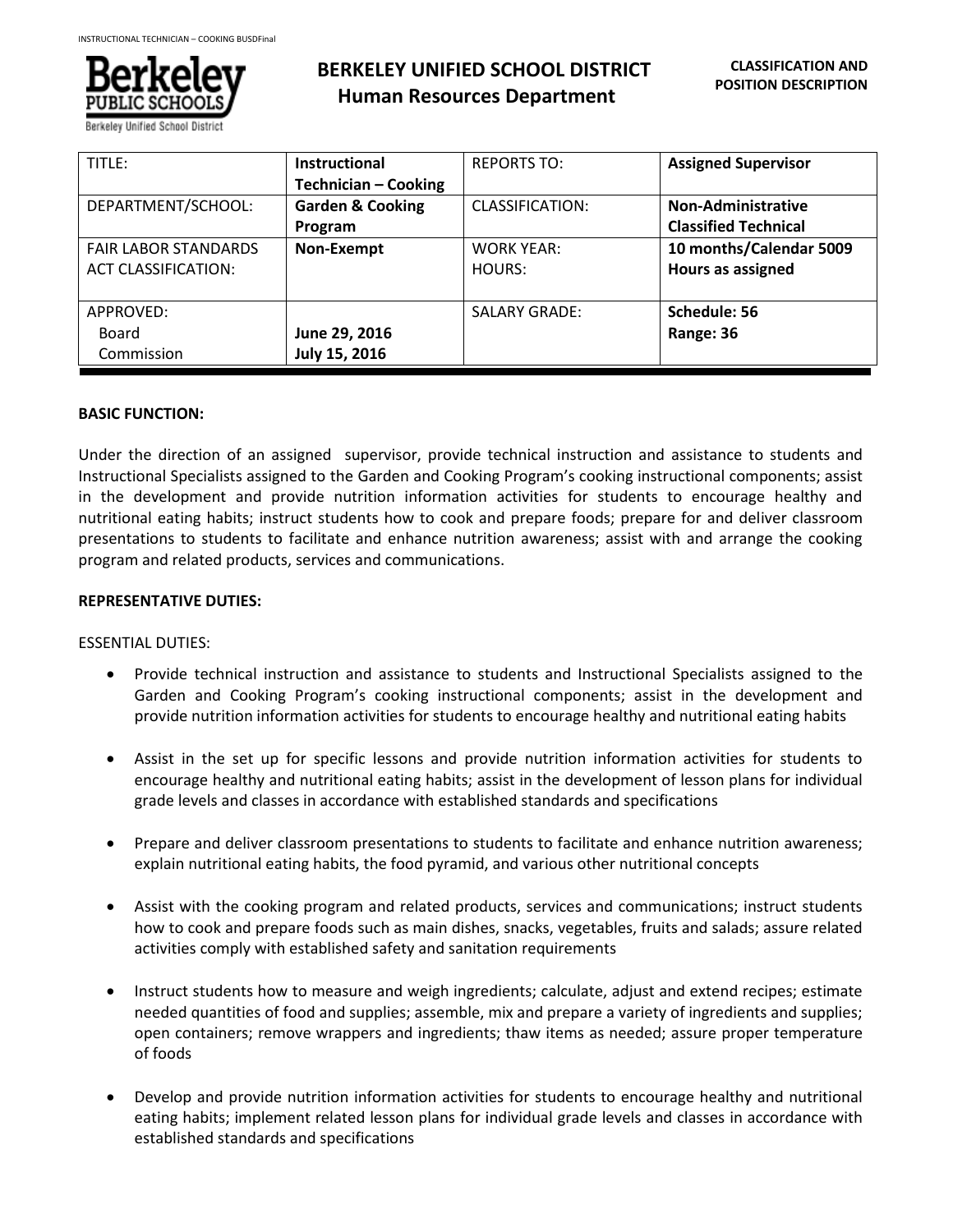# BERKELEY UNIFIED SCHOOL DISTRICT
## Human Resources Department

**CLASSIFICATION AND POSITION DESCRIPTION**

| TITLE: | **Instructional Technician – Cooking** | REPORTS TO: | **Assigned Supervisor** |
|---|---|---|---|
| DEPARTMENT/SCHOOL: | **Garden & Cooking Program** | CLASSIFICATION: | **Non-Administrative Classified Technical** |
| FAIR LABOR STANDARDS ACT CLASSIFICATION: | **Non-Exempt** | WORK YEAR: HOURS: | **10 months/Calendar 5009 Hours as assigned** |
| APPROVED: Board Commission | **June 29, 2016 July 15, 2016** | SALARY GRADE: | **Schedule: 56 Range: 36** |

**BASIC FUNCTION:**

Under the direction of an assigned supervisor, provide technical instruction and assistance to students and Instructional Specialists assigned to the Garden and Cooking Program's cooking instructional components; assist in the development and provide nutrition information activities for students to encourage healthy and nutritional eating habits; instruct students how to cook and prepare foods; prepare for and deliver classroom presentations to students to facilitate and enhance nutrition awareness; assist with and arrange the cooking program and related products, services and communications.

**REPRESENTATIVE DUTIES:**

ESSENTIAL DUTIES:

- Provide technical instruction and assistance to students and Instructional Specialists assigned to the Garden and Cooking Program's cooking instructional components; assist in the development and provide nutrition information activities for students to encourage healthy and nutritional eating habits

- Assist in the set up for specific lessons and provide nutrition information activities for students to encourage healthy and nutritional eating habits; assist in the development of lesson plans for individual grade levels and classes in accordance with established standards and specifications

- Prepare and deliver classroom presentations to students to facilitate and enhance nutrition awareness; explain nutritional eating habits, the food pyramid, and various other nutritional concepts

- Assist with the cooking program and related products, services and communications; instruct students how to cook and prepare foods such as main dishes, snacks, vegetables, fruits and salads; assure related activities comply with established safety and sanitation requirements

- Instruct students how to measure and weigh ingredients; calculate, adjust and extend recipes; estimate needed quantities of food and supplies; assemble, mix and prepare a variety of ingredients and supplies; open containers; remove wrappers and ingredients; thaw items as needed; assure proper temperature of foods

- Develop and provide nutrition information activities for students to encourage healthy and nutritional eating habits; implement related lesson plans for individual grade levels and classes in accordance with established standards and specifications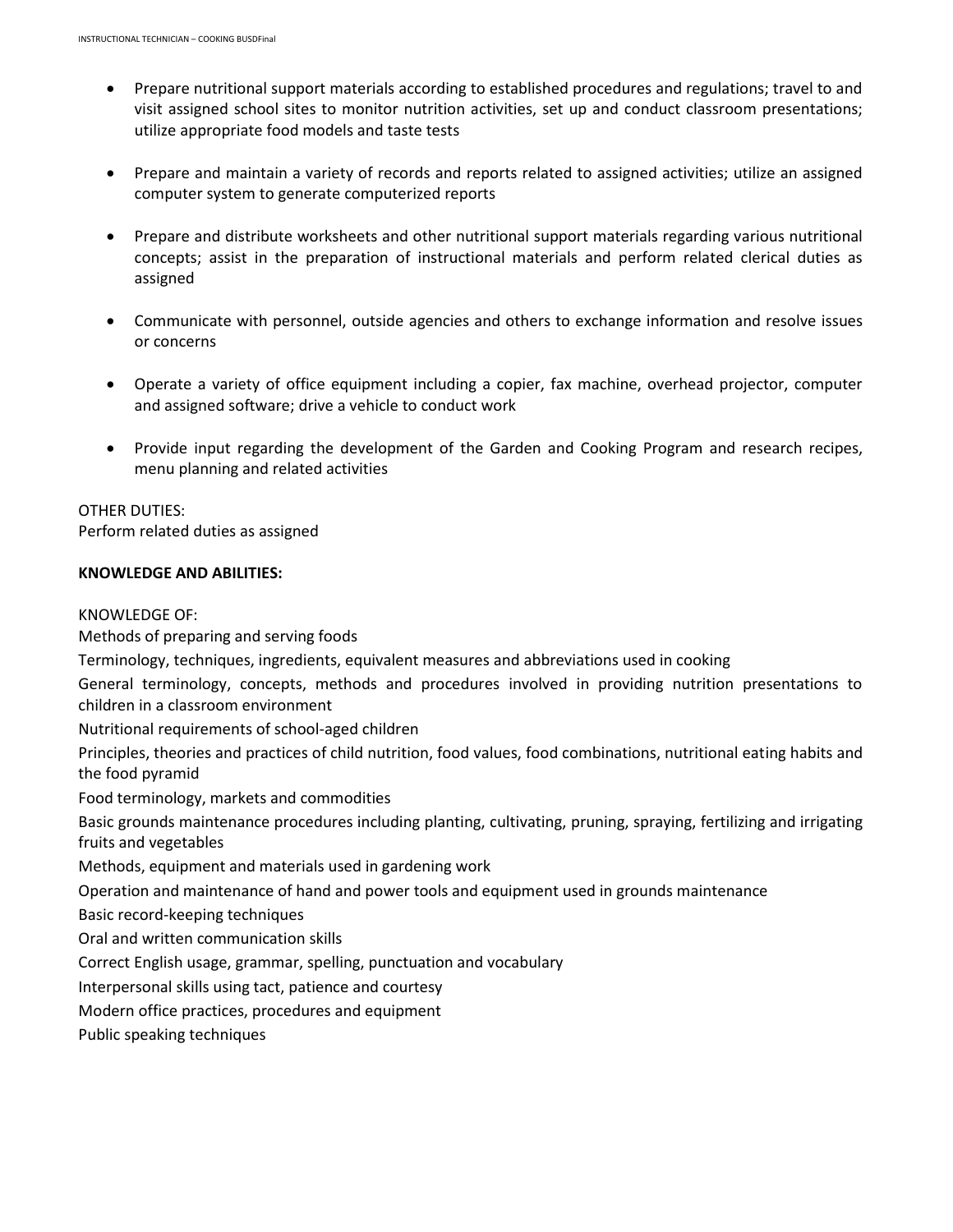- Prepare nutritional support materials according to established procedures and regulations; travel to and visit assigned school sites to monitor nutrition activities, set up and conduct classroom presentations; utilize appropriate food models and taste tests

- Prepare and maintain a variety of records and reports related to assigned activities; utilize an assigned computer system to generate computerized reports

- Prepare and distribute worksheets and other nutritional support materials regarding various nutritional concepts; assist in the preparation of instructional materials and perform related clerical duties as assigned

- Communicate with personnel, outside agencies and others to exchange information and resolve issues or concerns

- Operate a variety of office equipment including a copier, fax machine, overhead projector, computer and assigned software; drive a vehicle to conduct work

- Provide input regarding the development of the Garden and Cooking Program and research recipes, menu planning and related activities

OTHER DUTIES:
Perform related duties as assigned

**KNOWLEDGE AND ABILITIES:**

KNOWLEDGE OF:
Methods of preparing and serving foods
Terminology, techniques, ingredients, equivalent measures and abbreviations used in cooking
General terminology, concepts, methods and procedures involved in providing nutrition presentations to children in a classroom environment
Nutritional requirements of school-aged children
Principles, theories and practices of child nutrition, food values, food combinations, nutritional eating habits and the food pyramid
Food terminology, markets and commodities
Basic grounds maintenance procedures including planting, cultivating, pruning, spraying, fertilizing and irrigating fruits and vegetables
Methods, equipment and materials used in gardening work
Operation and maintenance of hand and power tools and equipment used in grounds maintenance
Basic record-keeping techniques
Oral and written communication skills
Correct English usage, grammar, spelling, punctuation and vocabulary
Interpersonal skills using tact, patience and courtesy
Modern office practices, procedures and equipment
Public speaking techniques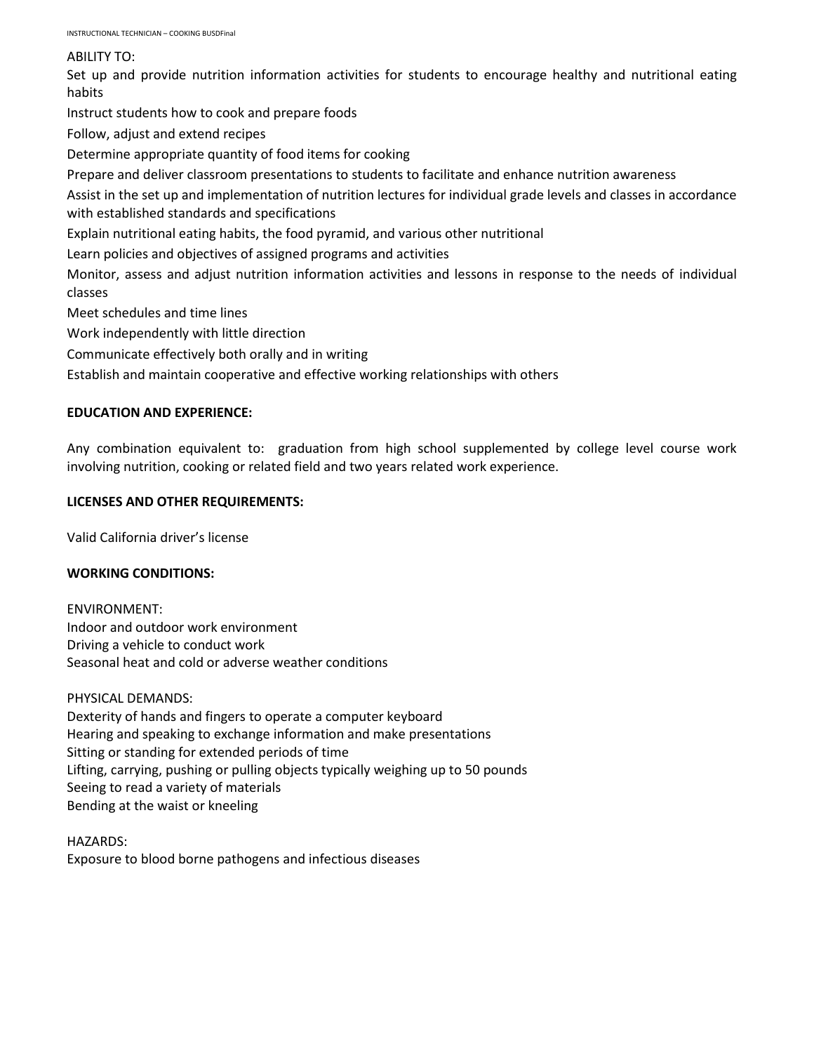ABILITY TO:

Set up and provide nutrition information activities for students to encourage healthy and nutritional eating habits

Instruct students how to cook and prepare foods

Follow, adjust and extend recipes

Determine appropriate quantity of food items for cooking

Prepare and deliver classroom presentations to students to facilitate and enhance nutrition awareness

Assist in the set up and implementation of nutrition lectures for individual grade levels and classes in accordance with established standards and specifications

Explain nutritional eating habits, the food pyramid, and various other nutritional

Learn policies and objectives of assigned programs and activities

Monitor, assess and adjust nutrition information activities and lessons in response to the needs of individual classes

Meet schedules and time lines

Work independently with little direction

Communicate effectively both orally and in writing

Establish and maintain cooperative and effective working relationships with others

**EDUCATION AND EXPERIENCE:**

Any combination equivalent to: graduation from high school supplemented by college level course work involving nutrition, cooking or related field and two years related work experience.

**LICENSES AND OTHER REQUIREMENTS:**

Valid California driver's license

**WORKING CONDITIONS:**

ENVIRONMENT:
Indoor and outdoor work environment
Driving a vehicle to conduct work
Seasonal heat and cold or adverse weather conditions

PHYSICAL DEMANDS:
Dexterity of hands and fingers to operate a computer keyboard
Hearing and speaking to exchange information and make presentations
Sitting or standing for extended periods of time
Lifting, carrying, pushing or pulling objects typically weighing up to 50 pounds
Seeing to read a variety of materials
Bending at the waist or kneeling

HAZARDS:
Exposure to blood borne pathogens and infectious diseases